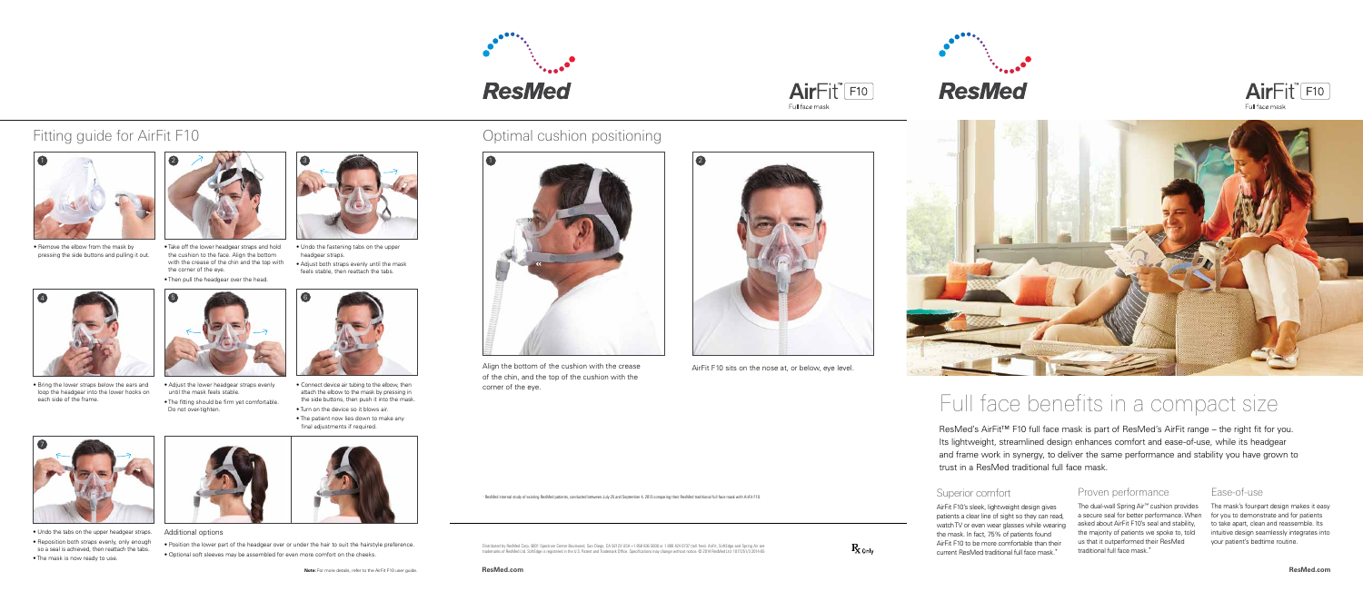# Fitting guide for AirFit F10

1. Remove the elbow from the mask by pressing the side buttons and pulling it out.
2. Take off the lower headgear straps and hold the cushion to the face. Align the bottom with the crease of the chin and the top with the corner of the eye.
   - Then pull the headgear over the head.
3. Undo the fastening tabs on the upper headgear straps.
   - Adjust both straps evenly until the mask feels stable, then reattach the tabs.
4. Bring the lower straps below the ears and loop the headgear into the lower hooks on each side of the frame.
5. Adjust the lower headgear straps evenly until the mask feels stable.
   - The fitting should be firm yet comfortable. Do not over-tighten.
6. Connect device air tubing to the elbow, then attach the elbow to the mask by pressing in the side buttons, then push it into the mask.
   - Turn on the device so it blows air.
   - The patient now lies down to make any final adjustments if required.
7. Undo the tabs on the upper headgear straps.
   - Reposition both straps evenly, only enough so a seal is achieved, then reattach the tabs.
   - The mask is now ready to use.

## Additional options

- Position the lower part of the headgear over or under the hair to suit the hairstyle preference.
- Optional soft sleeves may be assembled for even more comfort on the cheeks.

**Note:** For more details, refer to the AirFit F10 user guide.

# Optimal cushion positioning

1. Align the bottom of the cushion with the crease of the chin, and the top of the cushion with the corner of the eye.
2. AirFit F10 sits on the nose at, or below, eye level.

* ResMed internal study of existing ResMed patients, conducted between July 25 and September 4, 2013 comparing their ResMed traditional full face mask with AirFit F10.

Distributed by ResMed Corp, 9001 Spectrum Center Boulevard, San Diego, CA 92123 USA +1 858 836 5000 or 1 800 424 0737 (toll free). AirFit, SoftEdge and Spring Air are trademarks of ResMed Ltd. SoftEdge is registered in the U.S. Patent and Trademark Office. Specifications may change without notice. © 2014 ResMed Ltd. 1017125/1 2014-05

Rx Only

ResMed.com

# ResMed

# AirFit™ F10
Full face mask

# Full face benefits in a compact size

ResMed's AirFit™ F10 full face mask is part of ResMed's AirFit range – the right fit for you. Its lightweight, streamlined design enhances comfort and ease-of-use, while its headgear and frame work in synergy, to deliver the same performance and stability you have grown to trust in a ResMed traditional full face mask.

## Superior comfort

AirFit F10's sleek, lightweight design gives patients a clear line of sight so they can read, watch TV or even wear glasses while wearing the mask. In fact, 75% of patients found AirFit F10 to be more comfortable than their current ResMed traditional full face mask.*

## Proven performance

The dual-wall Spring Air™ cushion provides a secure seal for better performance. When asked about AirFit F10's seal and stability, the majority of patients we spoke to, told us that it outperformed their ResMed traditional full face mask.*

## Ease-of-use

The mask's four-part design makes it easy for you to demonstrate and for patients to take apart, clean and reassemble. Its intuitive design seamlessly integrates into your patient's bedtime routine.

ResMed.com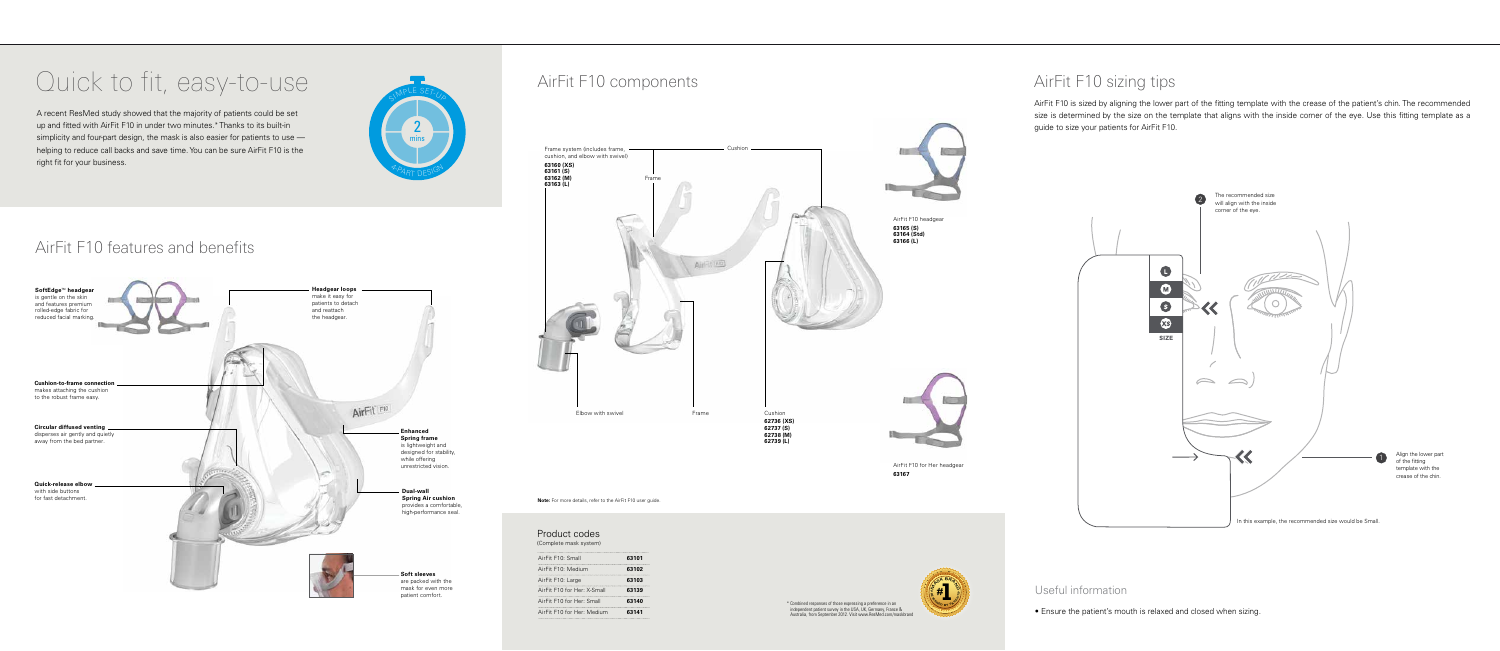# Quick to fit, easy-to-use

A recent ResMed study showed that the majority of patients could be set up and fitted with AirFit F10 in under two minutes.* Thanks to its built-in simplicity and four-part design, the mask is also easier for patients to use — helping to reduce call backs and save time. You can be sure AirFit F10 is the right fit for your business.

SIMPLE SET UP
2 mins
4-PART DESIGN

## AirFit F10 features and benefits

**SoftEdge™ headgear** is gentle on the skin and features premium rolled-edge fabric for reduced facial marking.

**Headgear loops** make it easy for patients to detach and reattach the headgear.

**Cushion-to-frame connection** makes attaching the cushion to the robust frame easy.

**Circular diffused venting** disperses air gently and quietly away from the bed partner.

**Enhanced Spring frame** is lightweight and designed for stability, while offering unrestricted vision.

**Quick-release elbow** with side buttons for fast detachment.

**Dual-wall Spring Air cushion** provides a comfortable, high-performance seal.

**Soft sleeves** are packed with the mask for even more patient comfort.

## AirFit F10 components

Frame system (includes frame, cushion, and elbow with swivel)
63160 (XS)
63161 (S)
63162 (M)
63163 (L)

Cushion

Frame

AirFit F10 headgear
63165 (S)
63164 (Std)
63166 (L)

Elbow with swivel

Frame

Cushion
62736 (XS)
62737 (S)
62738 (M)
62739 (L)

AirFit F10 for Her headgear
63167

**Note:** For more details, refer to the AirFit F10 user guide.

### Product codes

(Complete mask system)

| | |
|---|---|
| AirFit F10: Small | **63101** |
| AirFit F10: Medium | **63102** |
| AirFit F10: Large | **63103** |
| AirFit F10 for Her: X-Small | **63139** |
| AirFit F10 for Her: Small | **63140** |
| AirFit F10 for Her: Medium | **63141** |

* Combined responses of those expressing a preference in an independent patient survey in the USA, UK, Germany, France & Australia, from September 2013. Visit www.ResMed.com/maskbrand

## AirFit F10 sizing tips

AirFit F10 is sized by aligning the lower part of the fitting template with the crease of the patient's chin. The recommended size is determined by the size on the template that aligns with the inside corner of the eye. Use this fitting template as a guide to size your patients for AirFit F10.

2 The recommended size will align with the inside corner of the eye.

L
M
S
XS
SIZE

1 Align the lower part of the fitting template with the crease of the chin.

In this example, the recommended size would be Small.

### Useful information

- Ensure the patient's mouth is relaxed and closed when sizing.